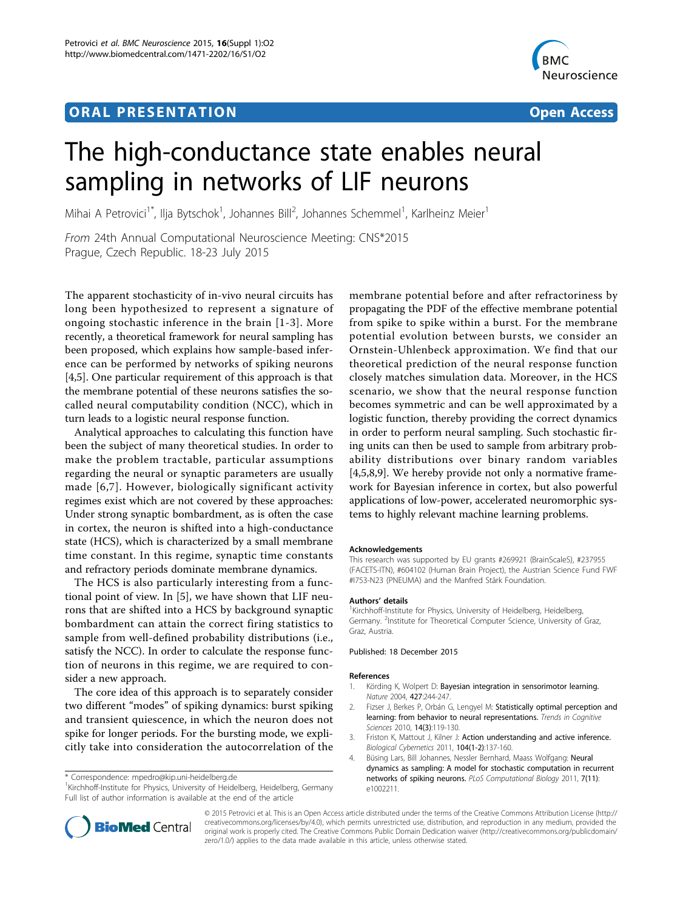## ORAL PRESENTATION

**Open Access**

# The high-conductance state enables neural sampling in networks of LIF neurons

Mihai A Petrovici[1*], Ilja Bytschok[1], Johannes Bill[2], Johannes Schemmel[1], Karlheinz Meier[1]

*From* 24th Annual Computational Neuroscience Meeting: CNS*2015
Prague, Czech Republic. 18-23 July 2015

The apparent stochasticity of in-vivo neural circuits has long been hypothesized to represent a signature of ongoing stochastic inference in the brain [1-3]. More recently, a theoretical framework for neural sampling has been proposed, which explains how sample-based inference can be performed by networks of spiking neurons [4,5]. One particular requirement of this approach is that the membrane potential of these neurons satisfies the so-called neural computability condition (NCC), which in turn leads to a logistic neural response function.

Analytical approaches to calculating this function have been the subject of many theoretical studies. In order to make the problem tractable, particular assumptions regarding the neural or synaptic parameters are usually made [6,7]. However, biologically significant activity regimes exist which are not covered by these approaches: Under strong synaptic bombardment, as is often the case in cortex, the neuron is shifted into a high-conductance state (HCS), which is characterized by a small membrane time constant. In this regime, synaptic time constants and refractory periods dominate membrane dynamics.

The HCS is also particularly interesting from a functional point of view. In [5], we have shown that LIF neurons that are shifted into a HCS by background synaptic bombardment can attain the correct firing statistics to sample from well-defined probability distributions (i.e., satisfy the NCC). In order to calculate the response function of neurons in this regime, we are required to consider a new approach.

The core idea of this approach is to separately consider two different "modes" of spiking dynamics: burst spiking and transient quiescence, in which the neuron does not spike for longer periods. For the bursting mode, we explicitly take into consideration the autocorrelation of the membrane potential before and after refractoriness by propagating the PDF of the effective membrane potential from spike to spike within a burst. For the membrane potential evolution between bursts, we consider an Ornstein-Uhlenbeck approximation. We find that our theoretical prediction of the neural response function closely matches simulation data. Moreover, in the HCS scenario, we show that the neural response function becomes symmetric and can be well approximated by a logistic function, thereby providing the correct dynamics in order to perform neural sampling. Such stochastic firing units can then be used to sample from arbitrary probability distributions over binary random variables [4,5,8,9]. We hereby provide not only a normative framework for Bayesian inference in cortex, but also powerful applications of low-power, accelerated neuromorphic systems to highly relevant machine learning problems.

\* Correspondence: mpedro@kip.uni-heidelberg.de
[1]Kirchhoff-Institute for Physics, University of Heidelberg, Heidelberg, Germany
Full list of author information is available at the end of the article

### Acknowledgements

This research was supported by EU grants #269921 (BrainScaleS), #237955 (FACETS-ITN), #604102 (Human Brain Project), the Austrian Science Fund FWF #I753-N23 (PNEUMA) and the Manfred Stärk Foundation.

### Authors' details

[1]Kirchhoff-Institute for Physics, University of Heidelberg, Heidelberg, Germany. [2]Institute for Theoretical Computer Science, University of Graz, Graz, Austria.

Published: 18 December 2015

### References

1. Körding K, Wolpert D: **Bayesian integration in sensorimotor learning.** *Nature* 2004, **427**:244-247.
2. Fizser J, Berkes P, Orbán G, Lengyel M: **Statistically optimal perception and learning: from behavior to neural representations.** *Trends in Cognitive Sciences* 2010, **14(3)**:119-130.
3. Friston K, Mattout J, Kilner J: **Action understanding and active inference.** *Biological Cybernetics* 2011, **104(1-2)**:137-160.
4. Büsing Lars, Bill Johannes, Nessler Bernhard, Maass Wolfgang: **Neural dynamics as sampling: A model for stochastic computation in recurrent networks of spiking neurons.** *PLoS Computational Biology* 2011, **7(11)**: e1002211.

© 2015 Petrovici et al. This is an Open Access article distributed under the terms of the Creative Commons Attribution License (http://creativecommons.org/licenses/by/4.0), which permits unrestricted use, distribution, and reproduction in any medium, provided the original work is properly cited. The Creative Commons Public Domain Dedication waiver (http://creativecommons.org/publicdomain/zero/1.0/) applies to the data made available in this article, unless otherwise stated.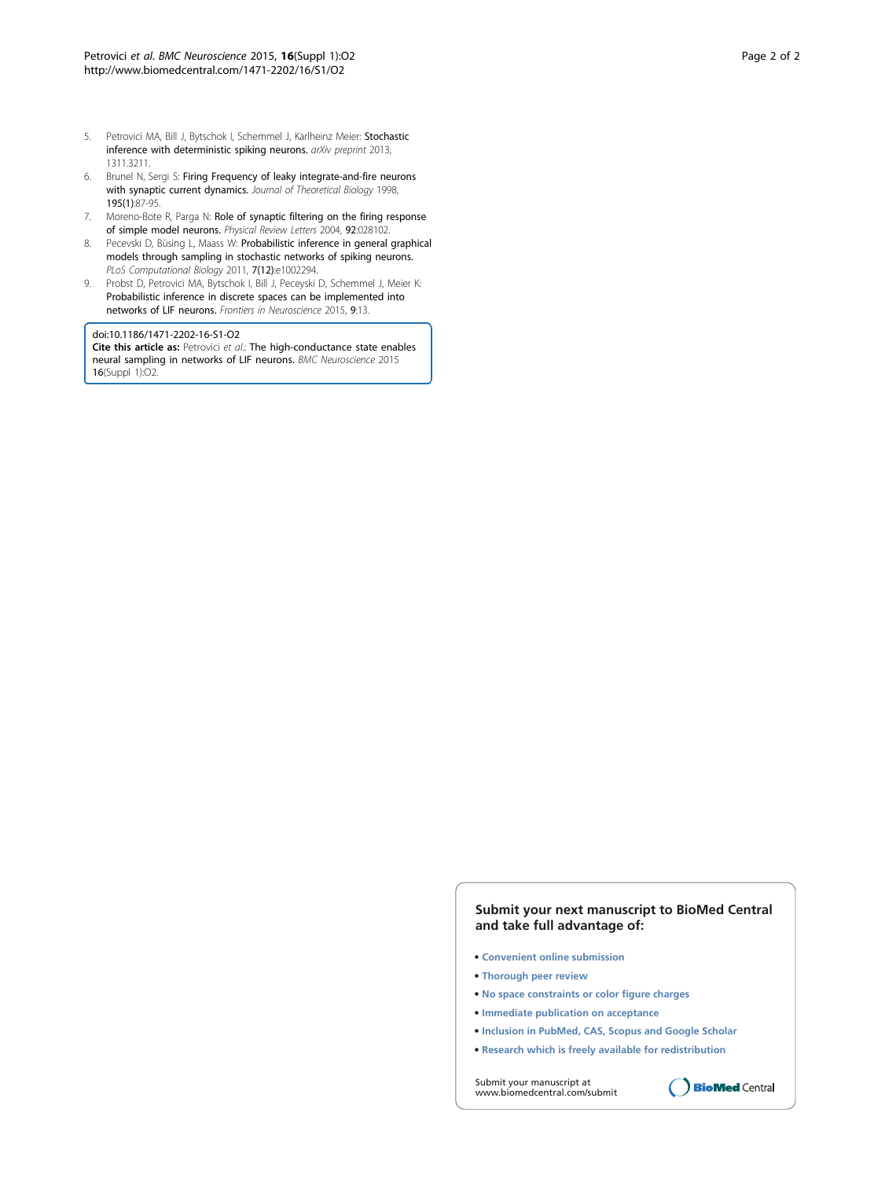5. Petrovici MA, Bill J, Bytschok I, Schemmel J, Karlheinz Meier: **Stochastic inference with deterministic spiking neurons.** *arXiv preprint* 2013, 1311.3211.
6. Brunel N, Sergi S: **Firing Frequency of leaky integrate-and-fire neurons with synaptic current dynamics.** *Journal of Theoretical Biology* 1998, **195(1)**:87-95.
7. Moreno-Bote R, Parga N: **Role of synaptic filtering on the firing response of simple model neurons.** *Physical Review Letters* 2004, **92**:028102.
8. Pecevski D, Büsing L, Maass W: **Probabilistic inference in general graphical models through sampling in stochastic networks of spiking neurons.** *PLoS Computational Biology* 2011, **7(12)**:e1002294.
9. Probst D, Petrovici MA, Bytschok I, Bill J, Peceyski D, Schemmel J, Meier K: **Probabilistic inference in discrete spaces can be implemented into networks of LIF neurons.** *Frontiers in Neuroscience* 2015, **9**:13.

doi:10.1186/1471-2202-16-S1-O2

**Cite this article as:** Petrovici *et al.*: The high-conductance state enables neural sampling in networks of LIF neurons. *BMC Neuroscience* 2015 **16**(Suppl 1):O2.

**Submit your next manuscript to BioMed Central and take full advantage of:**

- Convenient online submission
- Thorough peer review
- No space constraints or color figure charges
- Immediate publication on acceptance
- Inclusion in PubMed, CAS, Scopus and Google Scholar
- Research which is freely available for redistribution

Submit your manuscript at www.biomedcentral.com/submit

BioMed Central